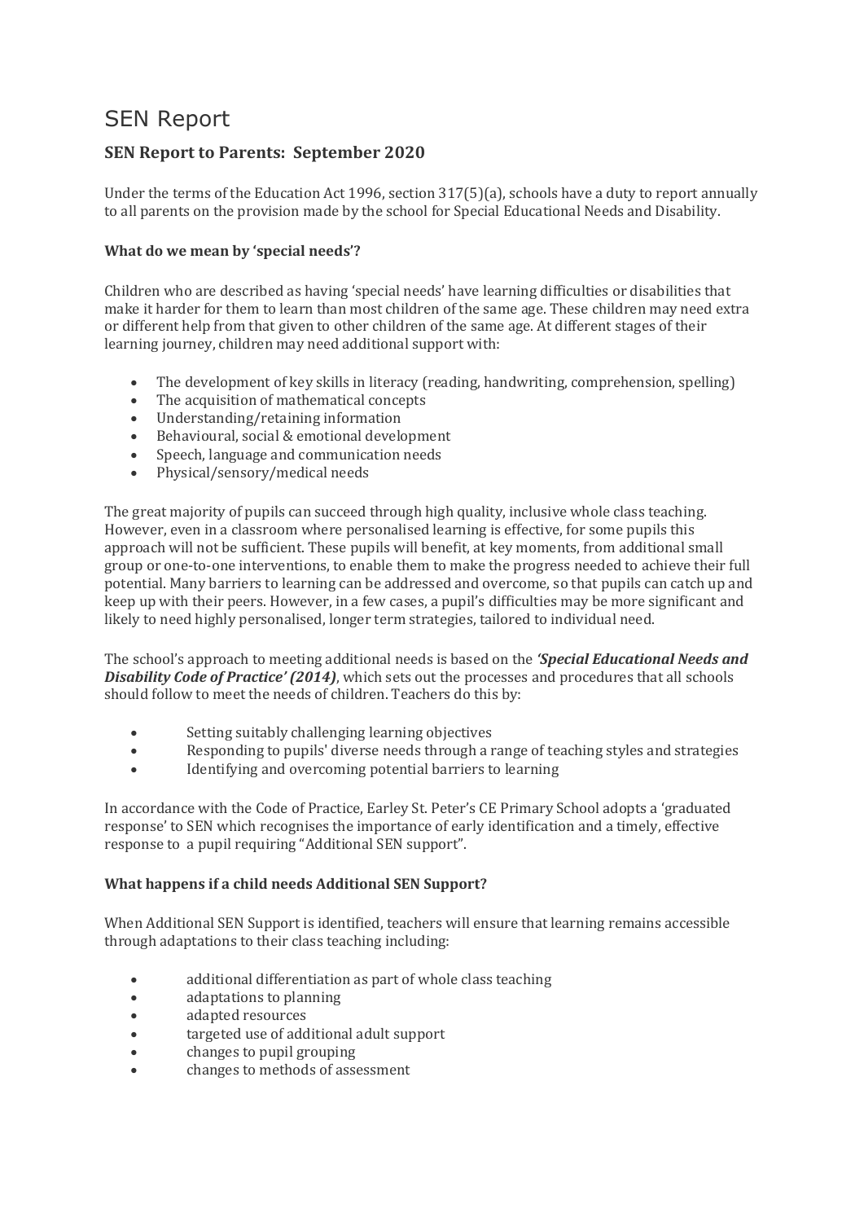# SEN Report

## SEN Report to Parents: September 2020

Under the terms of the Education Act 1996, section 317(5)(a), schools have a duty to report annually to all parents on the provision made by the school for Special Educational Needs and Disability.

### What do we mean by 'special needs'?

Children who are described as having 'special needs' have learning difficulties or disabilities that make it harder for them to learn than most children of the same age. These children may need extra or different help from that given to other children of the same age. At different stages of their learning journey, children may need additional support with:

- The development of key skills in literacy (reading, handwriting, comprehension, spelling)
- The acquisition of mathematical concepts
- Understanding/retaining information
- Behavioural, social & emotional development
- Speech, language and communication needs
- Physical/sensory/medical needs

The great majority of pupils can succeed through high quality, inclusive whole class teaching. However, even in a classroom where personalised learning is effective, for some pupils this approach will not be sufficient. These pupils will benefit, at key moments, from additional small group or one-to-one interventions, to enable them to make the progress needed to achieve their full potential. Many barriers to learning can be addressed and overcome, so that pupils can catch up and keep up with their peers. However, in a few cases, a pupil's difficulties may be more significant and likely to need highly personalised, longer term strategies, tailored to individual need.

The school's approach to meeting additional needs is based on the ***'Special Educational Needs and Disability Code of Practice' (2014)***, which sets out the processes and procedures that all schools should follow to meet the needs of children. Teachers do this by:

- Setting suitably challenging learning objectives
- Responding to pupils' diverse needs through a range of teaching styles and strategies
- Identifying and overcoming potential barriers to learning

In accordance with the Code of Practice, Earley St. Peter's CE Primary School adopts a 'graduated response' to SEN which recognises the importance of early identification and a timely, effective response to a pupil requiring "Additional SEN support".

### What happens if a child needs Additional SEN Support?

When Additional SEN Support is identified, teachers will ensure that learning remains accessible through adaptations to their class teaching including:

- additional differentiation as part of whole class teaching
- adaptations to planning
- adapted resources
- targeted use of additional adult support
- changes to pupil grouping
- changes to methods of assessment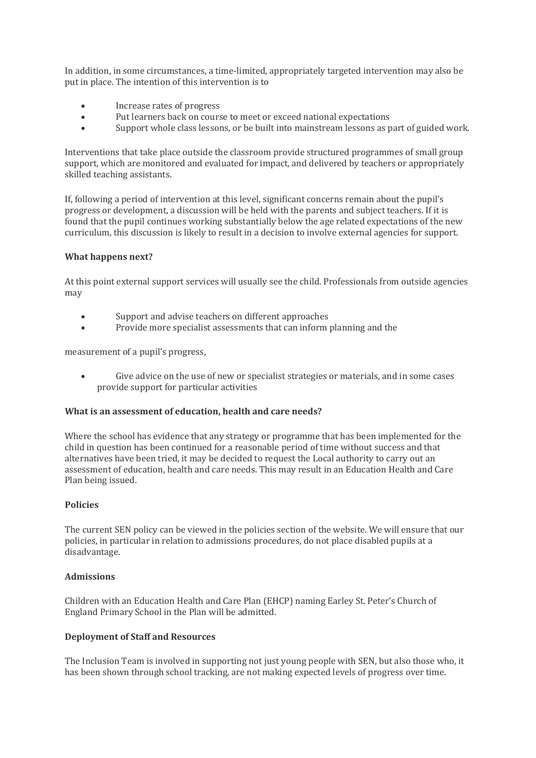In addition, in some circumstances, a time-limited, appropriately targeted intervention may also be put in place. The intention of this intervention is to

- Increase rates of progress
- Put learners back on course to meet or exceed national expectations
- Support whole class lessons, or be built into mainstream lessons as part of guided work.

Interventions that take place outside the classroom provide structured programmes of small group support, which are monitored and evaluated for impact, and delivered by teachers or appropriately skilled teaching assistants.

If, following a period of intervention at this level, significant concerns remain about the pupil's progress or development, a discussion will be held with the parents and subject teachers. If it is found that the pupil continues working substantially below the age related expectations of the new curriculum, this discussion is likely to result in a decision to involve external agencies for support.

**What happens next?**

At this point external support services will usually see the child. Professionals from outside agencies may

- Support and advise teachers on different approaches
- Provide more specialist assessments that can inform planning and the

measurement of a pupil's progress,

- Give advice on the use of new or specialist strategies or materials, and in some cases provide support for particular activities

**What is an assessment of education, health and care needs?**

Where the school has evidence that any strategy or programme that has been implemented for the child in question has been continued for a reasonable period of time without success and that alternatives have been tried, it may be decided to request the Local authority to carry out an assessment of education, health and care needs. This may result in an Education Health and Care Plan being issued.

**Policies**

The current SEN policy can be viewed in the policies section of the website. We will ensure that our policies, in particular in relation to admissions procedures, do not place disabled pupils at a disadvantage.

**Admissions**

Children with an Education Health and Care Plan (EHCP) naming Earley St. Peter's Church of England Primary School in the Plan will be admitted.

**Deployment of Staff and Resources**

The Inclusion Team is involved in supporting not just young people with SEN, but also those who, it has been shown through school tracking, are not making expected levels of progress over time.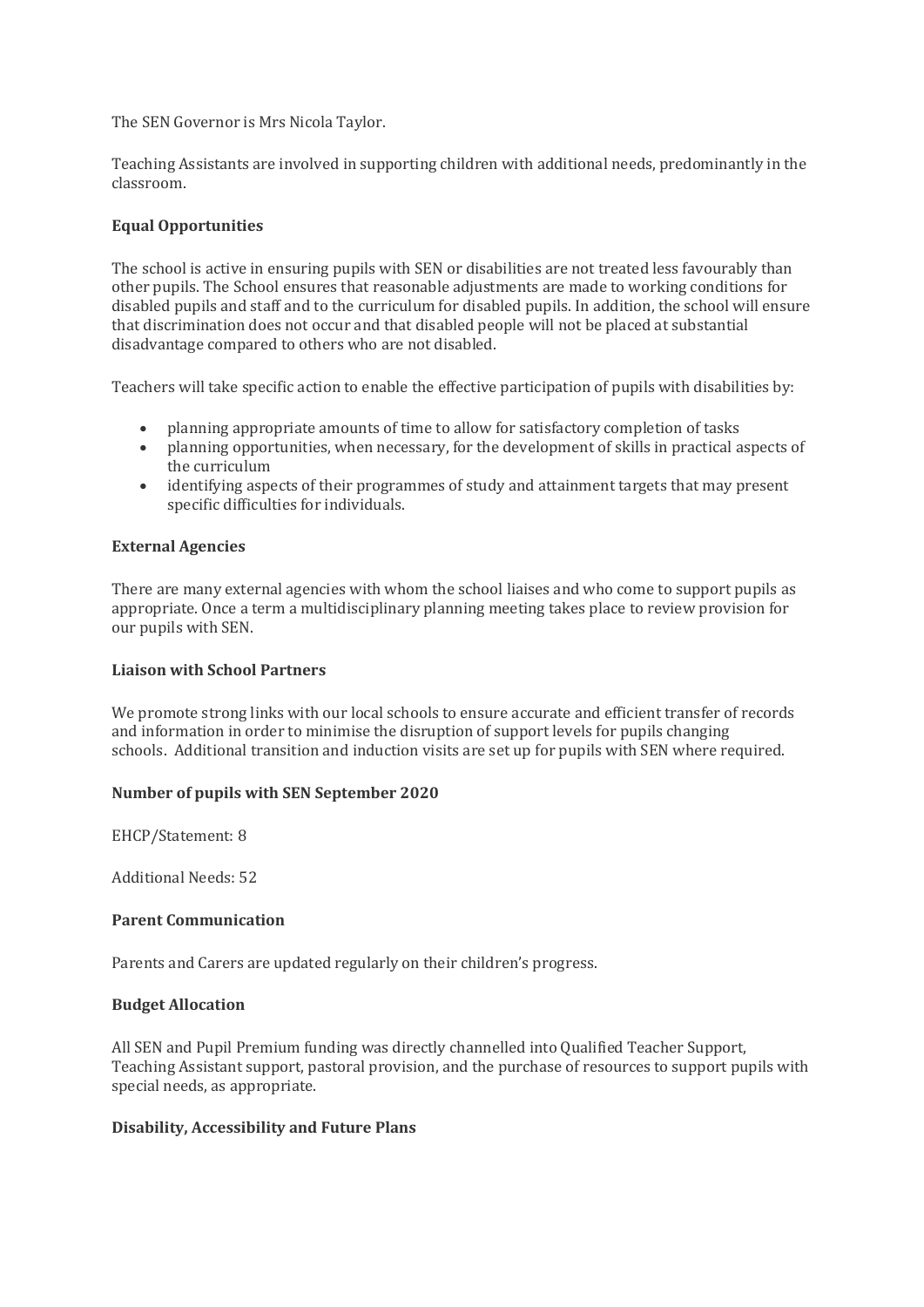The SEN Governor is Mrs Nicola Taylor.

Teaching Assistants are involved in supporting children with additional needs, predominantly in the classroom.

## Equal Opportunities

The school is active in ensuring pupils with SEN or disabilities are not treated less favourably than other pupils. The School ensures that reasonable adjustments are made to working conditions for disabled pupils and staff and to the curriculum for disabled pupils. In addition, the school will ensure that discrimination does not occur and that disabled people will not be placed at substantial disadvantage compared to others who are not disabled.

Teachers will take specific action to enable the effective participation of pupils with disabilities by:

- planning appropriate amounts of time to allow for satisfactory completion of tasks
- planning opportunities, when necessary, for the development of skills in practical aspects of the curriculum
- identifying aspects of their programmes of study and attainment targets that may present specific difficulties for individuals.

## External Agencies

There are many external agencies with whom the school liaises and who come to support pupils as appropriate. Once a term a multidisciplinary planning meeting takes place to review provision for our pupils with SEN.

## Liaison with School Partners

We promote strong links with our local schools to ensure accurate and efficient transfer of records and information in order to minimise the disruption of support levels for pupils changing schools. Additional transition and induction visits are set up for pupils with SEN where required.

## Number of pupils with SEN September 2020

EHCP/Statement: 8

Additional Needs: 52

## Parent Communication

Parents and Carers are updated regularly on their children's progress.

## Budget Allocation

All SEN and Pupil Premium funding was directly channelled into Qualified Teacher Support, Teaching Assistant support, pastoral provision, and the purchase of resources to support pupils with special needs, as appropriate.

## Disability, Accessibility and Future Plans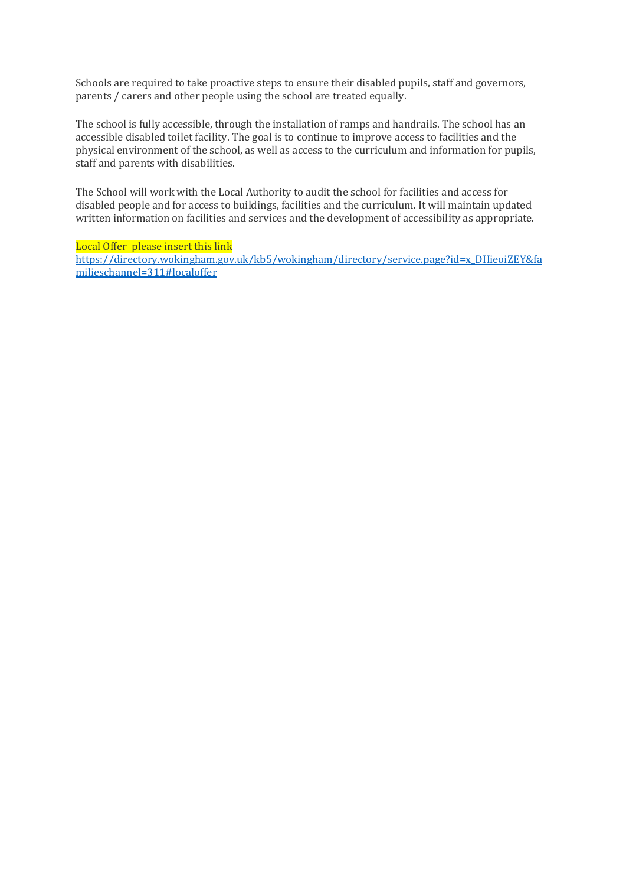Schools are required to take proactive steps to ensure their disabled pupils, staff and governors, parents / carers and other people using the school are treated equally.

The school is fully accessible, through the installation of ramps and handrails. The school has an accessible disabled toilet facility. The goal is to continue to improve access to facilities and the physical environment of the school, as well as access to the curriculum and information for pupils, staff and parents with disabilities.

The School will work with the Local Authority to audit the school for facilities and access for disabled people and for access to buildings, facilities and the curriculum. It will maintain updated written information on facilities and services and the development of accessibility as appropriate.

Local Offer please insert this link
https://directory.wokingham.gov.uk/kb5/wokingham/directory/service.page?id=x_DHieoiZEY&familieschannel=311#localoffer